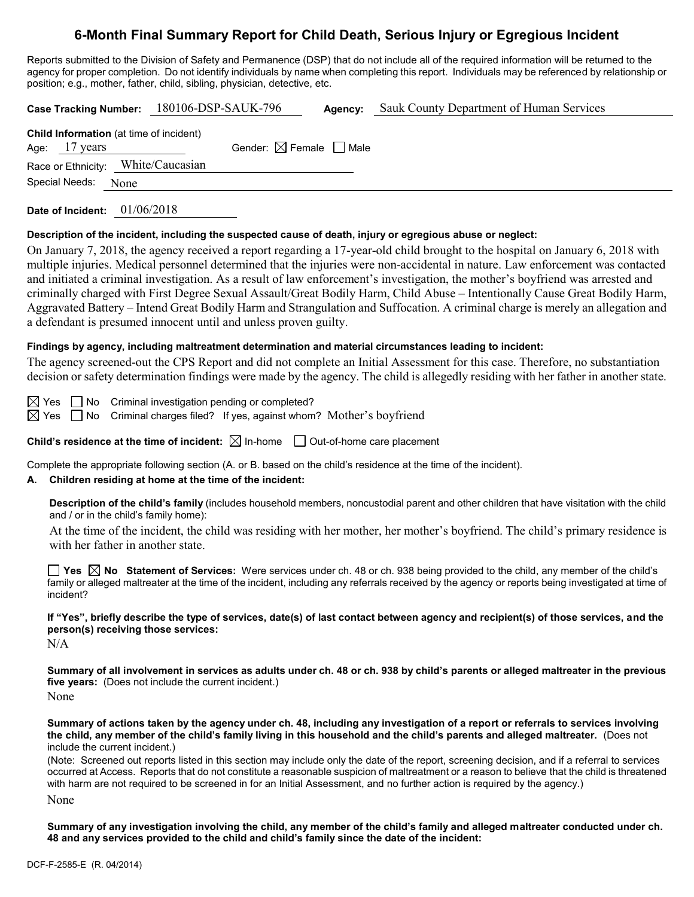# 6-Month Final Summary Report for Child Death, Serious Injury or Egregious Incident

Reports submitted to the Division of Safety and Permanence (DSP) that do not include all of the required information will be returned to the agency for proper completion. Do not identify individuals by name when completing this report. Individuals may be referenced by relationship or position; e.g., mother, father, child, sibling, physician, detective, etc.

**Case Tracking Number:** 180106-DSP-SAUK-796 **Agency:** Sauk County Department of Human Services

**Child Information** (at time of incident)

Age: 17 years Gender: ☒ Female ☐ Male

Race or Ethnicity: White/Caucasian

Special Needs: None

**Date of Incident:** 01/06/2018

**Description of the incident, including the suspected cause of death, injury or egregious abuse or neglect:**

On January 7, 2018, the agency received a report regarding a 17-year-old child brought to the hospital on January 6, 2018 with multiple injuries. Medical personnel determined that the injuries were non-accidental in nature. Law enforcement was contacted and initiated a criminal investigation. As a result of law enforcement's investigation, the mother's boyfriend was arrested and criminally charged with First Degree Sexual Assault/Great Bodily Harm, Child Abuse – Intentionally Cause Great Bodily Harm, Aggravated Battery – Intend Great Bodily Harm and Strangulation and Suffocation. A criminal charge is merely an allegation and a defendant is presumed innocent until and unless proven guilty.

**Findings by agency, including maltreatment determination and material circumstances leading to incident:**

The agency screened-out the CPS Report and did not complete an Initial Assessment for this case. Therefore, no substantiation decision or safety determination findings were made by the agency. The child is allegedly residing with her father in another state.

☒ Yes ☐ No Criminal investigation pending or completed?

☒ Yes ☐ No Criminal charges filed? If yes, against whom? Mother's boyfriend

**Child's residence at the time of incident:** ☒ In-home ☐ Out-of-home care placement

Complete the appropriate following section (A. or B. based on the child's residence at the time of the incident).

**A. Children residing at home at the time of the incident:**

**Description of the child's family** (includes household members, noncustodial parent and other children that have visitation with the child and / or in the child's family home):

At the time of the incident, the child was residing with her mother, her mother's boyfriend. The child's primary residence is with her father in another state.

☐ **Yes** ☒ **No** **Statement of Services:** Were services under ch. 48 or ch. 938 being provided to the child, any member of the child's family or alleged maltreater at the time of the incident, including any referrals received by the agency or reports being investigated at time of incident?

**If "Yes", briefly describe the type of services, date(s) of last contact between agency and recipient(s) of those services, and the person(s) receiving those services:**

N/A

**Summary of all involvement in services as adults under ch. 48 or ch. 938 by child's parents or alleged maltreater in the previous five years:** (Does not include the current incident.)

None

**Summary of actions taken by the agency under ch. 48, including any investigation of a report or referrals to services involving the child, any member of the child's family living in this household and the child's parents and alleged maltreater.** (Does not include the current incident.)

(Note: Screened out reports listed in this section may include only the date of the report, screening decision, and if a referral to services occurred at Access. Reports that do not constitute a reasonable suspicion of maltreatment or a reason to believe that the child is threatened with harm are not required to be screened in for an Initial Assessment, and no further action is required by the agency.)

None

**Summary of any investigation involving the child, any member of the child's family and alleged maltreater conducted under ch. 48 and any services provided to the child and child's family since the date of the incident:**

DCF-F-2585-E (R. 04/2014)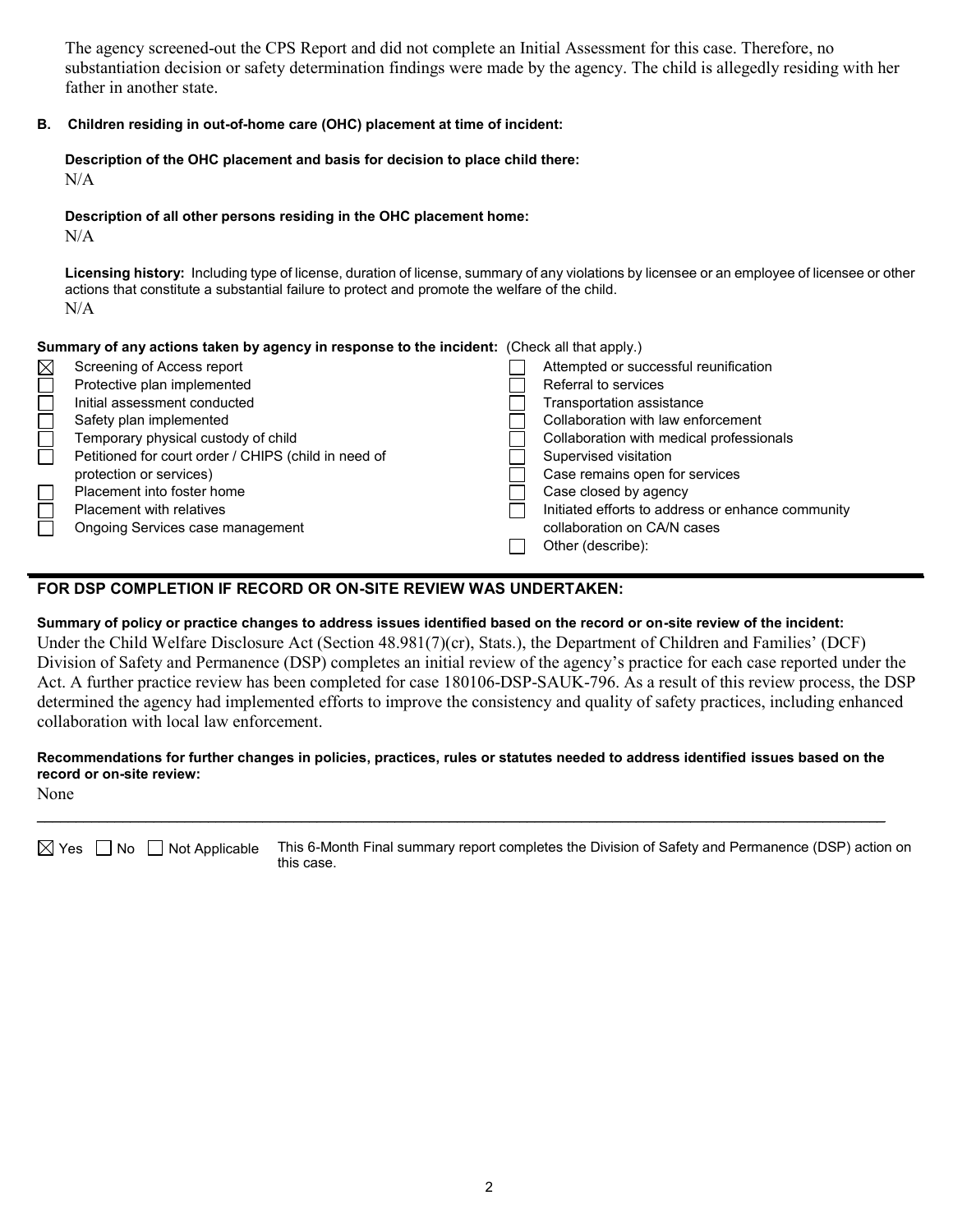The agency screened-out the CPS Report and did not complete an Initial Assessment for this case. Therefore, no substantiation decision or safety determination findings were made by the agency. The child is allegedly residing with her father in another state.

**B. Children residing in out-of-home care (OHC) placement at time of incident:**

**Description of the OHC placement and basis for decision to place child there:**
N/A

**Description of all other persons residing in the OHC placement home:**
N/A

**Licensing history:** Including type of license, duration of license, summary of any violations by licensee or an employee of licensee or other actions that constitute a substantial failure to protect and promote the welfare of the child.
N/A

**Summary of any actions taken by agency in response to the incident:** (Check all that apply.)

- ☒ Screening of Access report
- ☐ Protective plan implemented
- ☐ Initial assessment conducted
- ☐ Safety plan implemented
- ☐ Temporary physical custody of child
- ☐ Petitioned for court order / CHIPS (child in need of protection or services)
- ☐ Placement into foster home
- ☐ Placement with relatives
- ☐ Ongoing Services case management
- ☐ Attempted or successful reunification
- ☐ Referral to services
- ☐ Transportation assistance
- ☐ Collaboration with law enforcement
- ☐ Collaboration with medical professionals
- ☐ Supervised visitation
- ☐ Case remains open for services
- ☐ Case closed by agency
- ☐ Initiated efforts to address or enhance community collaboration on CA/N cases
- ☐ Other (describe):

## FOR DSP COMPLETION IF RECORD OR ON-SITE REVIEW WAS UNDERTAKEN:

**Summary of policy or practice changes to address issues identified based on the record or on-site review of the incident:**
Under the Child Welfare Disclosure Act (Section 48.981(7)(cr), Stats.), the Department of Children and Families' (DCF) Division of Safety and Permanence (DSP) completes an initial review of the agency's practice for each case reported under the Act. A further practice review has been completed for case 180106-DSP-SAUK-796. As a result of this review process, the DSP determined the agency had implemented efforts to improve the consistency and quality of safety practices, including enhanced collaboration with local law enforcement.

**Recommendations for further changes in policies, practices, rules or statutes needed to address identified issues based on the record or on-site review:**
None

---

☒ Yes ☐ No ☐ Not Applicable This 6-Month Final summary report completes the Division of Safety and Permanence (DSP) action on this case.